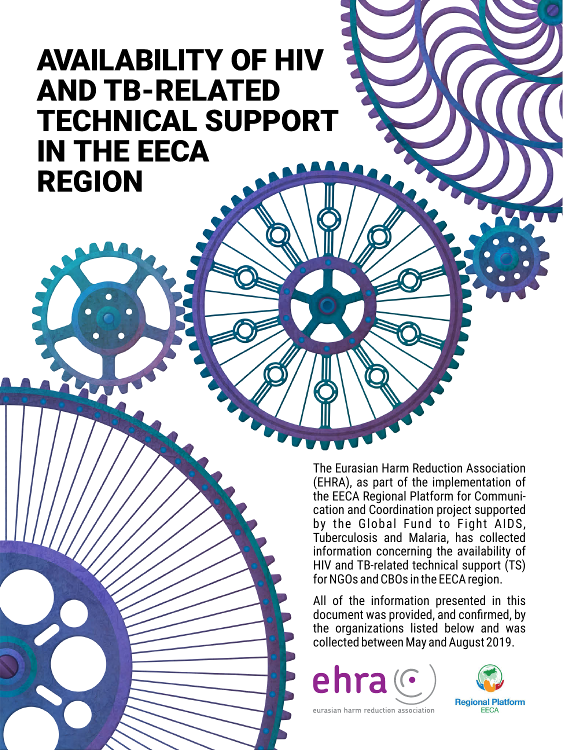# AVAILABILITY OF HIV AND TB-RELATED TECHNICAL SUPPORT IN THE EECA REGION

The Eurasian Harm Reduction Association (EHRA), as part of the implementation of the EECA Regional Platform for Communication and Coordination project supported by the Global Fund to Fight AIDS, Tuberculosis and Malaria, has collected information concerning the availability of HIV and TB-related technical support (TS) for NGOs and CBOs in the EECA region.

All of the information presented in this document was provided, and confirmed, by the organizations listed below and was collected between May and August 2019.

ehra

eurasian harm reduction association

Regional Platform EECA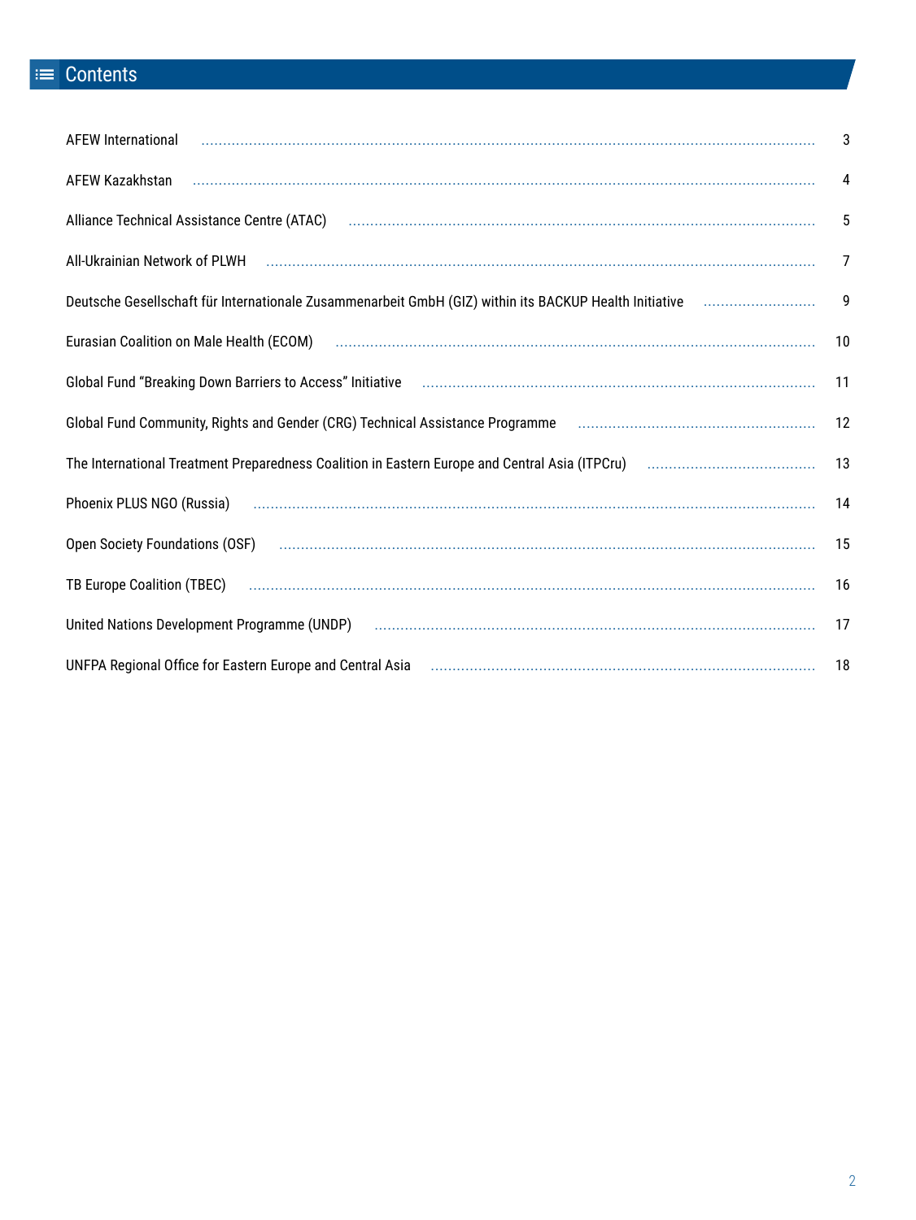# Contents

| | |
|---|---|
| AFEW International | 3 |
| AFEW Kazakhstan | 4 |
| Alliance Technical Assistance Centre (ATAC) | 5 |
| All-Ukrainian Network of PLWH | 7 |
| Deutsche Gesellschaft für Internationale Zusammenarbeit GmbH (GIZ) within its BACKUP Health Initiative | 9 |
| Eurasian Coalition on Male Health (ECOM) | 10 |
| Global Fund "Breaking Down Barriers to Access" Initiative | 11 |
| Global Fund Community, Rights and Gender (CRG) Technical Assistance Programme | 12 |
| The International Treatment Preparedness Coalition in Eastern Europe and Central Asia (ITPCru) | 13 |
| Phoenix PLUS NGO (Russia) | 14 |
| Open Society Foundations (OSF) | 15 |
| TB Europe Coalition (TBEC) | 16 |
| United Nations Development Programme (UNDP) | 17 |
| UNFPA Regional Office for Eastern Europe and Central Asia | 18 |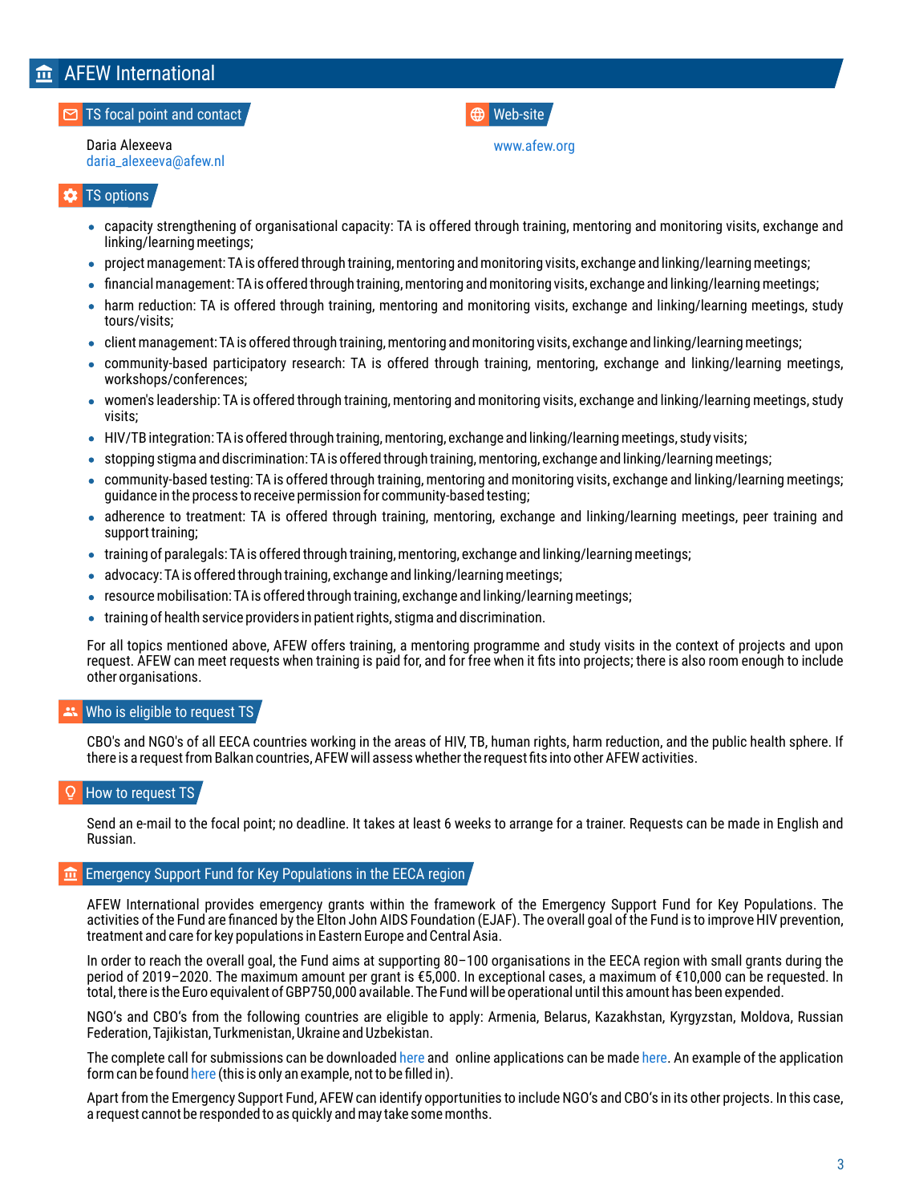# AFEW International

## TS focal point and contact

Daria Alexeeva
daria_alexeeva@afew.nl

## Web-site

www.afew.org

## TS options

- capacity strengthening of organisational capacity: TA is offered through training, mentoring and monitoring visits, exchange and linking/learning meetings;
- project management: TA is offered through training, mentoring and monitoring visits, exchange and linking/learning meetings;
- financial management: TA is offered through training, mentoring and monitoring visits, exchange and linking/learning meetings;
- harm reduction: TA is offered through training, mentoring and monitoring visits, exchange and linking/learning meetings, study tours/visits;
- client management: TA is offered through training, mentoring and monitoring visits, exchange and linking/learning meetings;
- community-based participatory research: TA is offered through training, mentoring, exchange and linking/learning meetings, workshops/conferences;
- women's leadership: TA is offered through training, mentoring and monitoring visits, exchange and linking/learning meetings, study visits;
- HIV/TB integration: TA is offered through training, mentoring, exchange and linking/learning meetings, study visits;
- stopping stigma and discrimination: TA is offered through training, mentoring, exchange and linking/learning meetings;
- community-based testing: TA is offered through training, mentoring and monitoring visits, exchange and linking/learning meetings; guidance in the process to receive permission for community-based testing;
- adherence to treatment: TA is offered through training, mentoring, exchange and linking/learning meetings, peer training and support training;
- training of paralegals: TA is offered through training, mentoring, exchange and linking/learning meetings;
- advocacy: TA is offered through training, exchange and linking/learning meetings;
- resource mobilisation: TA is offered through training, exchange and linking/learning meetings;
- training of health service providers in patient rights, stigma and discrimination.

For all topics mentioned above, AFEW offers training, a mentoring programme and study visits in the context of projects and upon request. AFEW can meet requests when training is paid for, and for free when it fits into projects; there is also room enough to include other organisations.

## Who is eligible to request TS

CBO's and NGO's of all EECA countries working in the areas of HIV, TB, human rights, harm reduction, and the public health sphere. If there is a request from Balkan countries, AFEW will assess whether the request fits into other AFEW activities.

## How to request TS

Send an e-mail to the focal point; no deadline. It takes at least 6 weeks to arrange for a trainer. Requests can be made in English and Russian.

## Emergency Support Fund for Key Populations in the EECA region

AFEW International provides emergency grants within the framework of the Emergency Support Fund for Key Populations. The activities of the Fund are financed by the Elton John AIDS Foundation (EJAF). The overall goal of the Fund is to improve HIV prevention, treatment and care for key populations in Eastern Europe and Central Asia.

In order to reach the overall goal, the Fund aims at supporting 80–100 organisations in the EECA region with small grants during the period of 2019–2020. The maximum amount per grant is €5,000. In exceptional cases, a maximum of €10,000 can be requested. In total, there is the Euro equivalent of GBP750,000 available. The Fund will be operational until this amount has been expended.

NGO's and CBO's from the following countries are eligible to apply: Armenia, Belarus, Kazakhstan, Kyrgyzstan, Moldova, Russian Federation, Tajikistan, Turkmenistan, Ukraine and Uzbekistan.

The complete call for submissions can be downloaded here and online applications can be made here. An example of the application form can be found here (this is only an example, not to be filled in).

Apart from the Emergency Support Fund, AFEW can identify opportunities to include NGO's and CBO's in its other projects. In this case, a request cannot be responded to as quickly and may take some months.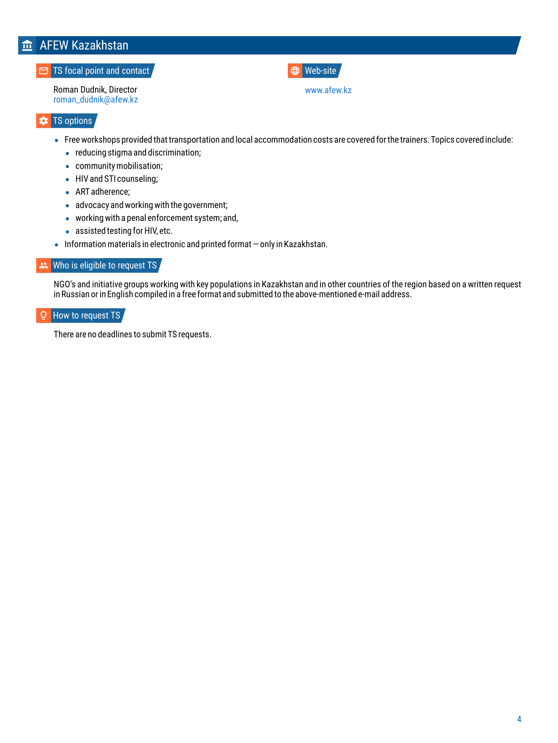# AFEW Kazakhstan

## TS focal point and contact

Roman Dudnik, Director
roman_dudnik@afew.kz

## Web-site

www.afew.kz

## TS options

- Free workshops provided that transportation and local accommodation costs are covered for the trainers. Topics covered include:
  - reducing stigma and discrimination;
  - community mobilisation;
  - HIV and STI counseling;
  - ART adherence;
  - advocacy and working with the government;
  - working with a penal enforcement system; and,
  - assisted testing for HIV, etc.
- Information materials in electronic and printed format — only in Kazakhstan.

## Who is eligible to request TS

NGO's and initiative groups working with key populations in Kazakhstan and in other countries of the region based on a written request in Russian or in English compiled in a free format and submitted to the above-mentioned e-mail address.

## How to request TS

There are no deadlines to submit TS requests.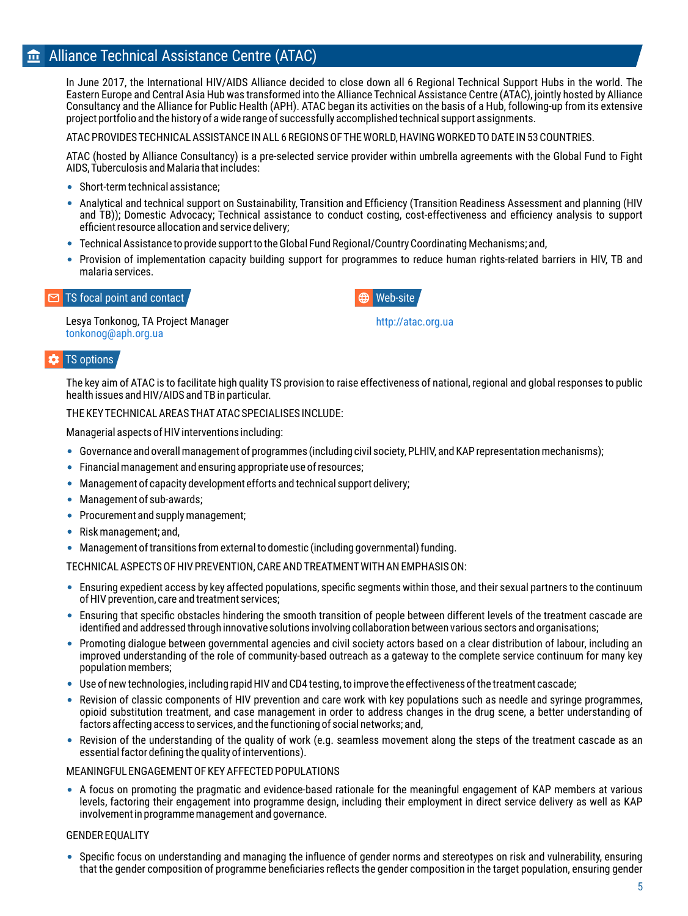## Alliance Technical Assistance Centre (ATAC)

In June 2017, the International HIV/AIDS Alliance decided to close down all 6 Regional Technical Support Hubs in the world. The Eastern Europe and Central Asia Hub was transformed into the Alliance Technical Assistance Centre (ATAC), jointly hosted by Alliance Consultancy and the Alliance for Public Health (APH). ATAC began its activities on the basis of a Hub, following-up from its extensive project portfolio and the history of a wide range of successfully accomplished technical support assignments.

ATAC PROVIDES TECHNICAL ASSISTANCE IN ALL 6 REGIONS OF THE WORLD, HAVING WORKED TO DATE IN 53 COUNTRIES.

ATAC (hosted by Alliance Consultancy) is a pre-selected service provider within umbrella agreements with the Global Fund to Fight AIDS, Tuberculosis and Malaria that includes:

- Short-term technical assistance;
- Analytical and technical support on Sustainability, Transition and Efficiency (Transition Readiness Assessment and planning (HIV and TB)); Domestic Advocacy; Technical assistance to conduct costing, cost-effectiveness and efficiency analysis to support efficient resource allocation and service delivery;
- Technical Assistance to provide support to the Global Fund Regional/Country Coordinating Mechanisms; and,
- Provision of implementation capacity building support for programmes to reduce human rights-related barriers in HIV, TB and malaria services.

### TS focal point and contact

Lesya Tonkonog, TA Project Manager
tonkonog@aph.org.ua

### Web-site

http://atac.org.ua

### TS options

The key aim of ATAC is to facilitate high quality TS provision to raise effectiveness of national, regional and global responses to public health issues and HIV/AIDS and TB in particular.

THE KEY TECHNICAL AREAS THAT ATAC SPECIALISES INCLUDE:

Managerial aspects of HIV interventions including:

- Governance and overall management of programmes (including civil society, PLHIV, and KAP representation mechanisms);
- Financial management and ensuring appropriate use of resources;
- Management of capacity development efforts and technical support delivery;
- Management of sub-awards;
- Procurement and supply management;
- Risk management; and,
- Management of transitions from external to domestic (including governmental) funding.

TECHNICAL ASPECTS OF HIV PREVENTION, CARE AND TREATMENT WITH AN EMPHASIS ON:

- Ensuring expedient access by key affected populations, specific segments within those, and their sexual partners to the continuum of HIV prevention, care and treatment services;
- Ensuring that specific obstacles hindering the smooth transition of people between different levels of the treatment cascade are identified and addressed through innovative solutions involving collaboration between various sectors and organisations;
- Promoting dialogue between governmental agencies and civil society actors based on a clear distribution of labour, including an improved understanding of the role of community-based outreach as a gateway to the complete service continuum for many key population members;
- Use of new technologies, including rapid HIV and CD4 testing, to improve the effectiveness of the treatment cascade;
- Revision of classic components of HIV prevention and care work with key populations such as needle and syringe programmes, opioid substitution treatment, and case management in order to address changes in the drug scene, a better understanding of factors affecting access to services, and the functioning of social networks; and,
- Revision of the understanding of the quality of work (e.g. seamless movement along the steps of the treatment cascade as an essential factor defining the quality of interventions).

MEANINGFUL ENGAGEMENT OF KEY AFFECTED POPULATIONS

- A focus on promoting the pragmatic and evidence-based rationale for the meaningful engagement of KAP members at various levels, factoring their engagement into programme design, including their employment in direct service delivery as well as KAP involvement in programme management and governance.

GENDER EQUALITY

- Specific focus on understanding and managing the influence of gender norms and stereotypes on risk and vulnerability, ensuring that the gender composition of programme beneficiaries reflects the gender composition in the target population, ensuring gender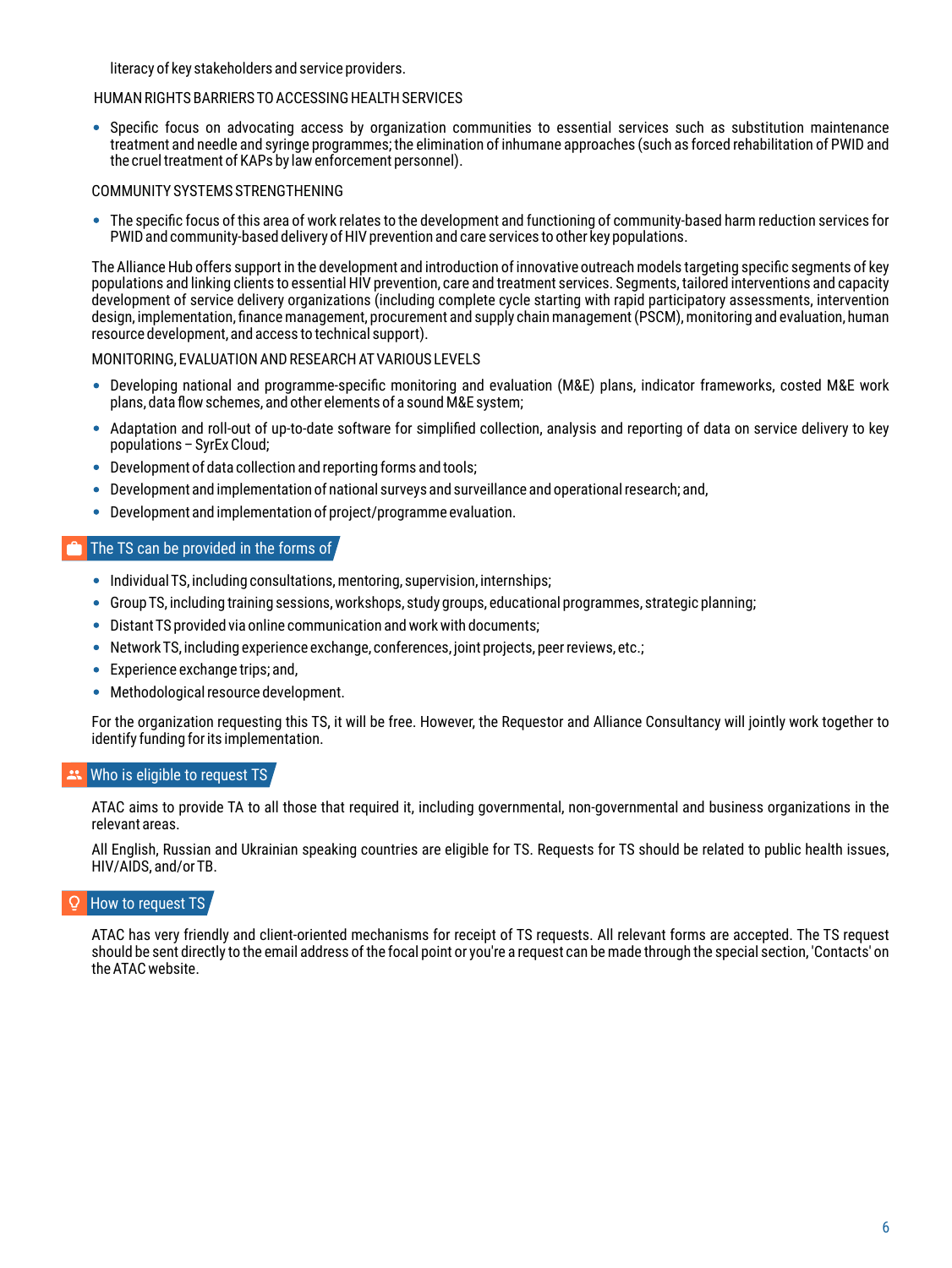literacy of key stakeholders and service providers.

HUMAN RIGHTS BARRIERS TO ACCESSING HEALTH SERVICES

- Specific focus on advocating access by organization communities to essential services such as substitution maintenance treatment and needle and syringe programmes; the elimination of inhumane approaches (such as forced rehabilitation of PWID and the cruel treatment of KAPs by law enforcement personnel).

COMMUNITY SYSTEMS STRENGTHENING

- The specific focus of this area of work relates to the development and functioning of community-based harm reduction services for PWID and community-based delivery of HIV prevention and care services to other key populations.

The Alliance Hub offers support in the development and introduction of innovative outreach models targeting specific segments of key populations and linking clients to essential HIV prevention, care and treatment services. Segments, tailored interventions and capacity development of service delivery organizations (including complete cycle starting with rapid participatory assessments, intervention design, implementation, finance management, procurement and supply chain management (PSCM), monitoring and evaluation, human resource development, and access to technical support).

MONITORING, EVALUATION AND RESEARCH AT VARIOUS LEVELS

- Developing national and programme-specific monitoring and evaluation (M&E) plans, indicator frameworks, costed M&E work plans, data flow schemes, and other elements of a sound M&E system;
- Adaptation and roll-out of up-to-date software for simplified collection, analysis and reporting of data on service delivery to key populations – SyrEx Cloud;
- Development of data collection and reporting forms and tools;
- Development and implementation of national surveys and surveillance and operational research; and,
- Development and implementation of project/programme evaluation.

## The TS can be provided in the forms of

- Individual TS, including consultations, mentoring, supervision, internships;
- Group TS, including training sessions, workshops, study groups, educational programmes, strategic planning;
- Distant TS provided via online communication and work with documents;
- Network TS, including experience exchange, conferences, joint projects, peer reviews, etc.;
- Experience exchange trips; and,
- Methodological resource development.

For the organization requesting this TS, it will be free. However, the Requestor and Alliance Consultancy will jointly work together to identify funding for its implementation.

## Who is eligible to request TS

ATAC aims to provide TA to all those that required it, including governmental, non-governmental and business organizations in the relevant areas.

All English, Russian and Ukrainian speaking countries are eligible for TS. Requests for TS should be related to public health issues, HIV/AIDS, and/or TB.

## How to request TS

ATAC has very friendly and client-oriented mechanisms for receipt of TS requests. All relevant forms are accepted. The TS request should be sent directly to the email address of the focal point or you're a request can be made through the special section, 'Contacts' on the ATAC website.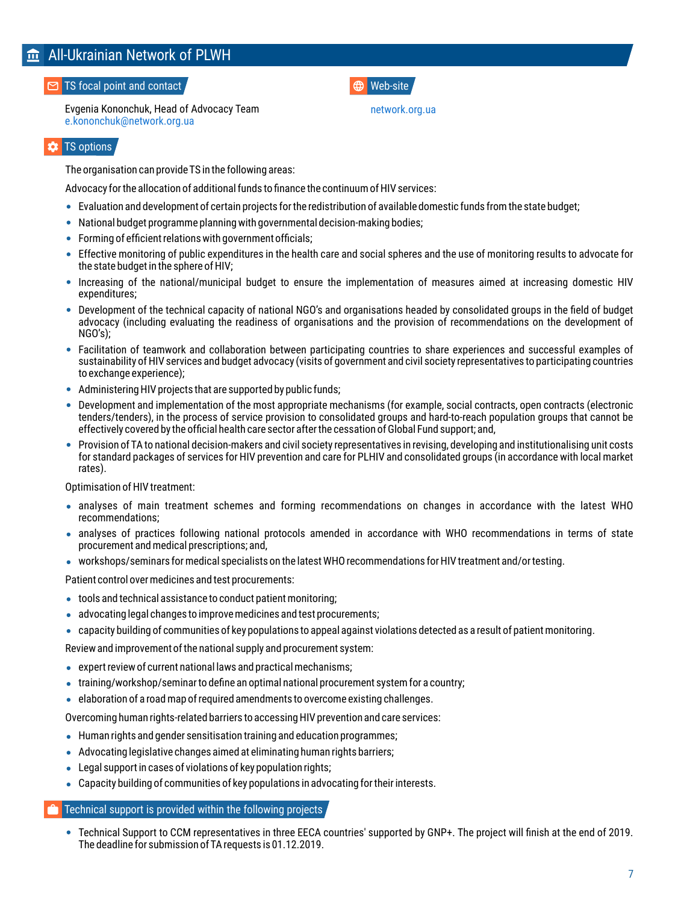# All-Ukrainian Network of PLWH

## TS focal point and contact

Evgenia Kononchuk, Head of Advocacy Team
e.kononchuk@network.org.ua

## Web-site

network.org.ua

## TS options

The organisation can provide TS in the following areas:

Advocacy for the allocation of additional funds to finance the continuum of HIV services:

- Evaluation and development of certain projects for the redistribution of available domestic funds from the state budget;
- National budget programme planning with governmental decision-making bodies;
- Forming of efficient relations with government officials;
- Effective monitoring of public expenditures in the health care and social spheres and the use of monitoring results to advocate for the state budget in the sphere of HIV;
- Increasing of the national/municipal budget to ensure the implementation of measures aimed at increasing domestic HIV expenditures;
- Development of the technical capacity of national NGO's and organisations headed by consolidated groups in the field of budget advocacy (including evaluating the readiness of organisations and the provision of recommendations on the development of NGO's);
- Facilitation of teamwork and collaboration between participating countries to share experiences and successful examples of sustainability of HIV services and budget advocacy (visits of government and civil society representatives to participating countries to exchange experience);
- Administering HIV projects that are supported by public funds;
- Development and implementation of the most appropriate mechanisms (for example, social contracts, open contracts (electronic tenders/tenders), in the process of service provision to consolidated groups and hard-to-reach population groups that cannot be effectively covered by the official health care sector after the cessation of Global Fund support; and,
- Provision of TA to national decision-makers and civil society representatives in revising, developing and institutionalising unit costs for standard packages of services for HIV prevention and care for PLHIV and consolidated groups (in accordance with local market rates).

Optimisation of HIV treatment:

- analyses of main treatment schemes and forming recommendations on changes in accordance with the latest WHO recommendations;
- analyses of practices following national protocols amended in accordance with WHO recommendations in terms of state procurement and medical prescriptions; and,
- workshops/seminars for medical specialists on the latest WHO recommendations for HIV treatment and/or testing.

Patient control over medicines and test procurements:

- tools and technical assistance to conduct patient monitoring;
- advocating legal changes to improve medicines and test procurements;
- capacity building of communities of key populations to appeal against violations detected as a result of patient monitoring.

Review and improvement of the national supply and procurement system:

- expert review of current national laws and practical mechanisms;
- training/workshop/seminar to define an optimal national procurement system for a country;
- elaboration of a road map of required amendments to overcome existing challenges.

Overcoming human rights-related barriers to accessing HIV prevention and care services:

- Human rights and gender sensitisation training and education programmes;
- Advocating legislative changes aimed at eliminating human rights barriers;
- Legal support in cases of violations of key population rights;
- Capacity building of communities of key populations in advocating for their interests.

## Technical support is provided within the following projects

- Technical Support to CCM representatives in three EECA countries' supported by GNP+. The project will finish at the end of 2019. The deadline for submission of TA requests is 01.12.2019.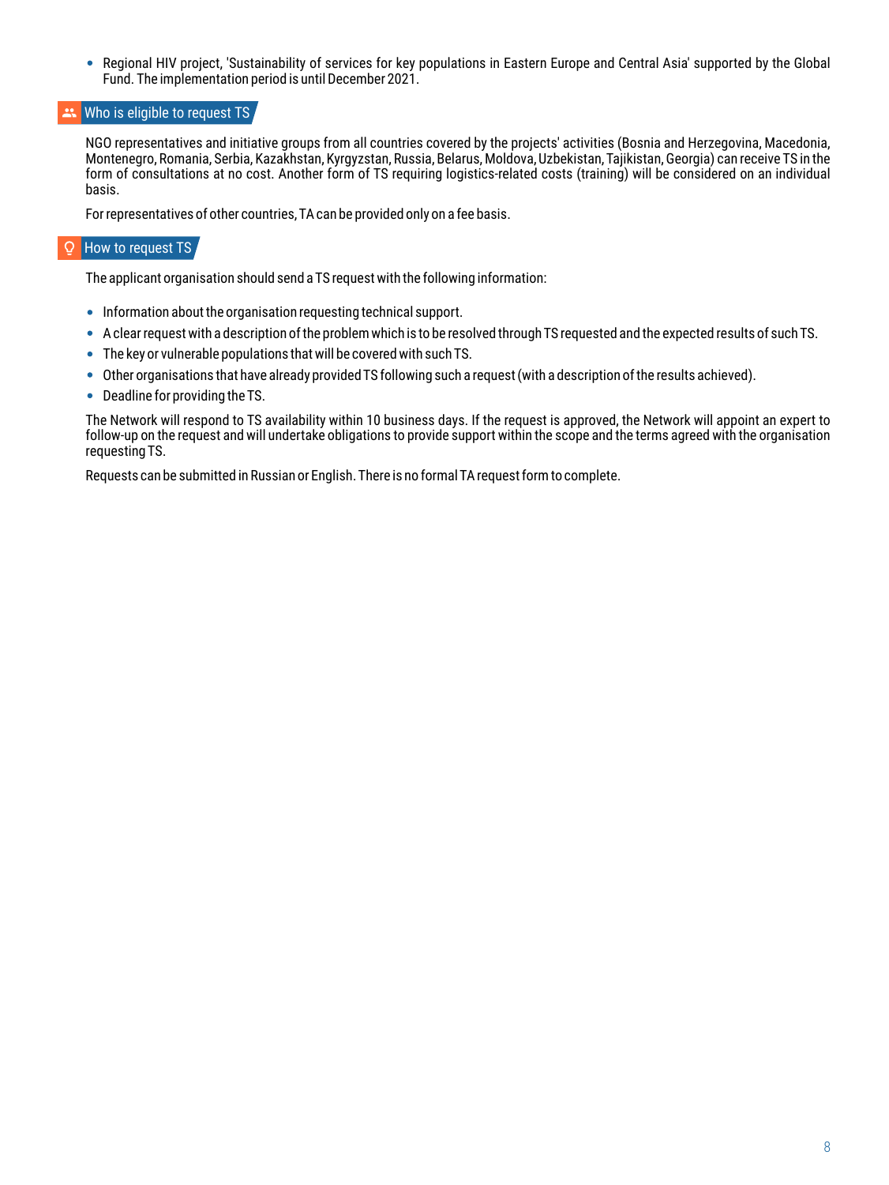- Regional HIV project, 'Sustainability of services for key populations in Eastern Europe and Central Asia' supported by the Global Fund. The implementation period is until December 2021.

## Who is eligible to request TS

NGO representatives and initiative groups from all countries covered by the projects' activities (Bosnia and Herzegovina, Macedonia, Montenegro, Romania, Serbia, Kazakhstan, Kyrgyzstan, Russia, Belarus, Moldova, Uzbekistan, Tajikistan, Georgia) can receive TS in the form of consultations at no cost. Another form of TS requiring logistics-related costs (training) will be considered on an individual basis.

For representatives of other countries, TA can be provided only on a fee basis.

## How to request TS

The applicant organisation should send a TS request with the following information:

- Information about the organisation requesting technical support.
- A clear request with a description of the problem which is to be resolved through TS requested and the expected results of such TS.
- The key or vulnerable populations that will be covered with such TS.
- Other organisations that have already provided TS following such a request (with a description of the results achieved).
- Deadline for providing the TS.

The Network will respond to TS availability within 10 business days. If the request is approved, the Network will appoint an expert to follow-up on the request and will undertake obligations to provide support within the scope and the terms agreed with the organisation requesting TS.

Requests can be submitted in Russian or English. There is no formal TA request form to complete.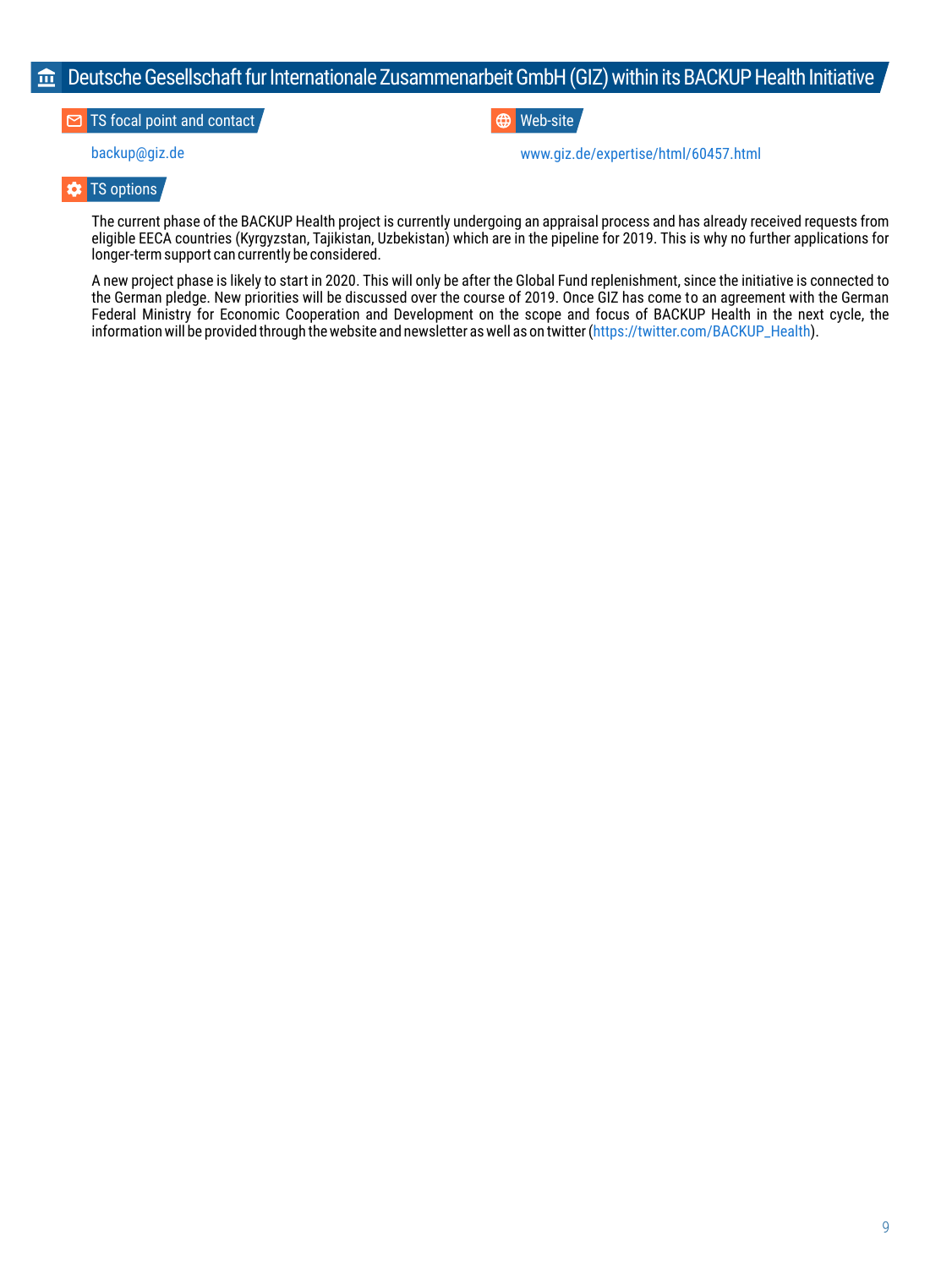## Deutsche Gesellschaft fur Internationale Zusammenarbeit GmbH (GIZ) within its BACKUP Health Initiative

### TS focal point and contact

backup@giz.de

### Web-site

www.giz.de/expertise/html/60457.html

### TS options

The current phase of the BACKUP Health project is currently undergoing an appraisal process and has already received requests from eligible EECA countries (Kyrgyzstan, Tajikistan, Uzbekistan) which are in the pipeline for 2019. This is why no further applications for longer-term support can currently be considered.

A new project phase is likely to start in 2020. This will only be after the Global Fund replenishment, since the initiative is connected to the German pledge. New priorities will be discussed over the course of 2019. Once GIZ has come to an agreement with the German Federal Ministry for Economic Cooperation and Development on the scope and focus of BACKUP Health in the next cycle, the information will be provided through the website and newsletter as well as on twitter (https://twitter.com/BACKUP_Health).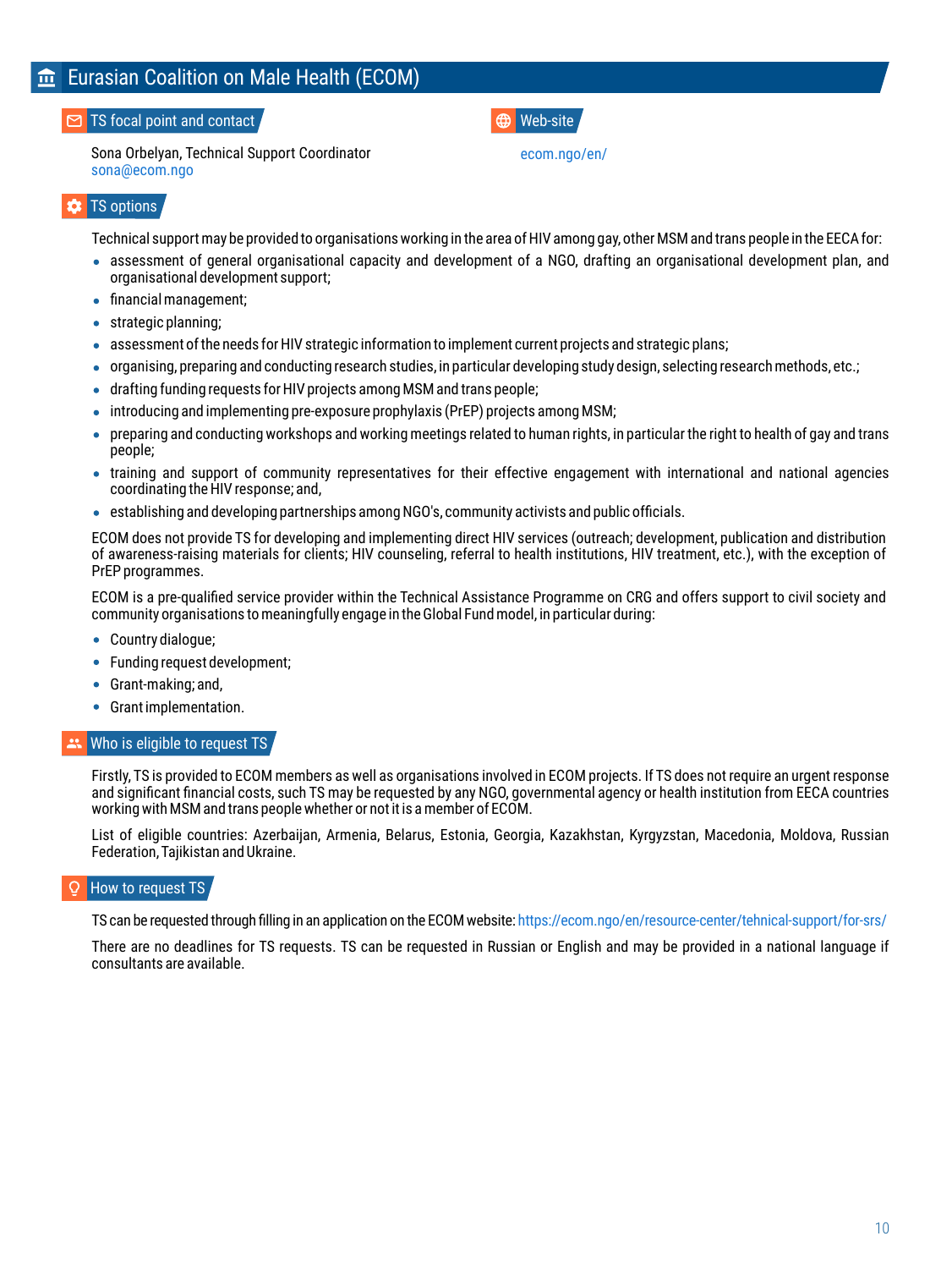# Eurasian Coalition on Male Health (ECOM)

## TS focal point and contact

Sona Orbelyan, Technical Support Coordinator
sona@ecom.ngo

## Web-site

ecom.ngo/en/

## TS options

Technical support may be provided to organisations working in the area of HIV among gay, other MSM and trans people in the EECA for:

- assessment of general organisational capacity and development of a NGO, drafting an organisational development plan, and organisational development support;
- financial management;
- strategic planning;
- assessment of the needs for HIV strategic information to implement current projects and strategic plans;
- organising, preparing and conducting research studies, in particular developing study design, selecting research methods, etc.;
- drafting funding requests for HIV projects among MSM and trans people;
- introducing and implementing pre-exposure prophylaxis (PrEP) projects among MSM;
- preparing and conducting workshops and working meetings related to human rights, in particular the right to health of gay and trans people;
- training and support of community representatives for their effective engagement with international and national agencies coordinating the HIV response; and,
- establishing and developing partnerships among NGO's, community activists and public officials.

ECOM does not provide TS for developing and implementing direct HIV services (outreach; development, publication and distribution of awareness-raising materials for clients; HIV counseling, referral to health institutions, HIV treatment, etc.), with the exception of PrEP programmes.

ECOM is a pre-qualified service provider within the Technical Assistance Programme on CRG and offers support to civil society and community organisations to meaningfully engage in the Global Fund model, in particular during:

- Country dialogue;
- Funding request development;
- Grant-making; and,
- Grant implementation.

## Who is eligible to request TS

Firstly, TS is provided to ECOM members as well as organisations involved in ECOM projects. If TS does not require an urgent response and significant financial costs, such TS may be requested by any NGO, governmental agency or health institution from EECA countries working with MSM and trans people whether or not it is a member of ECOM.

List of eligible countries: Azerbaijan, Armenia, Belarus, Estonia, Georgia, Kazakhstan, Kyrgyzstan, Macedonia, Moldova, Russian Federation, Tajikistan and Ukraine.

## How to request TS

TS can be requested through filling in an application on the ECOM website: https://ecom.ngo/en/resource-center/tehnical-support/for-srs/

There are no deadlines for TS requests. TS can be requested in Russian or English and may be provided in a national language if consultants are available.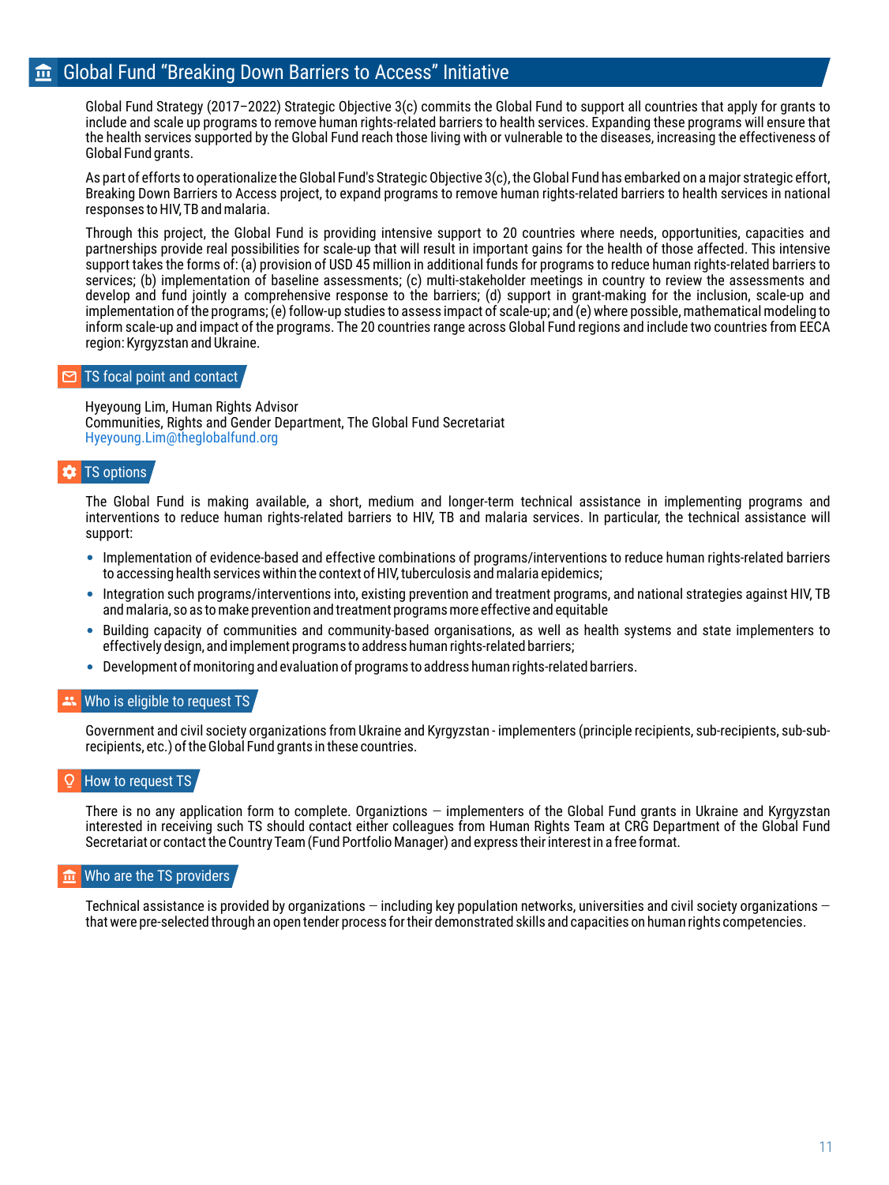## Global Fund "Breaking Down Barriers to Access" Initiative

Global Fund Strategy (2017–2022) Strategic Objective 3(c) commits the Global Fund to support all countries that apply for grants to include and scale up programs to remove human rights-related barriers to health services. Expanding these programs will ensure that the health services supported by the Global Fund reach those living with or vulnerable to the diseases, increasing the effectiveness of Global Fund grants.

As part of efforts to operationalize the Global Fund's Strategic Objective 3(c), the Global Fund has embarked on a major strategic effort, Breaking Down Barriers to Access project, to expand programs to remove human rights-related barriers to health services in national responses to HIV, TB and malaria.

Through this project, the Global Fund is providing intensive support to 20 countries where needs, opportunities, capacities and partnerships provide real possibilities for scale-up that will result in important gains for the health of those affected. This intensive support takes the forms of: (a) provision of USD 45 million in additional funds for programs to reduce human rights-related barriers to services; (b) implementation of baseline assessments; (c) multi-stakeholder meetings in country to review the assessments and develop and fund jointly a comprehensive response to the barriers; (d) support in grant-making for the inclusion, scale-up and implementation of the programs; (e) follow-up studies to assess impact of scale-up; and (e) where possible, mathematical modeling to inform scale-up and impact of the programs. The 20 countries range across Global Fund regions and include two countries from EECA region: Kyrgyzstan and Ukraine.

### TS focal point and contact

Hyeyoung Lim, Human Rights Advisor
Communities, Rights and Gender Department, The Global Fund Secretariat
Hyeyoung.Lim@theglobalfund.org

### TS options

The Global Fund is making available, a short, medium and longer-term technical assistance in implementing programs and interventions to reduce human rights-related barriers to HIV, TB and malaria services. In particular, the technical assistance will support:

- Implementation of evidence-based and effective combinations of programs/interventions to reduce human rights-related barriers to accessing health services within the context of HIV, tuberculosis and malaria epidemics;
- Integration such programs/interventions into, existing prevention and treatment programs, and national strategies against HIV, TB and malaria, so as to make prevention and treatment programs more effective and equitable
- Building capacity of communities and community-based organisations, as well as health systems and state implementers to effectively design, and implement programs to address human rights-related barriers;
- Development of monitoring and evaluation of programs to address human rights-related barriers.

### Who is eligible to request TS

Government and civil society organizations from Ukraine and Kyrgyzstan - implementers (principle recipients, sub-recipients, sub-sub-recipients, etc.) of the Global Fund grants in these countries.

### How to request TS

There is no any application form to complete. Organiztions – implementers of the Global Fund grants in Ukraine and Kyrgyzstan interested in receiving such TS should contact either colleagues from Human Rights Team at CRG Department of the Global Fund Secretariat or contact the Country Team (Fund Portfolio Manager) and express their interest in a free format.

### Who are the TS providers

Technical assistance is provided by organizations – including key population networks, universities and civil society organizations – that were pre-selected through an open tender process for their demonstrated skills and capacities on human rights competencies.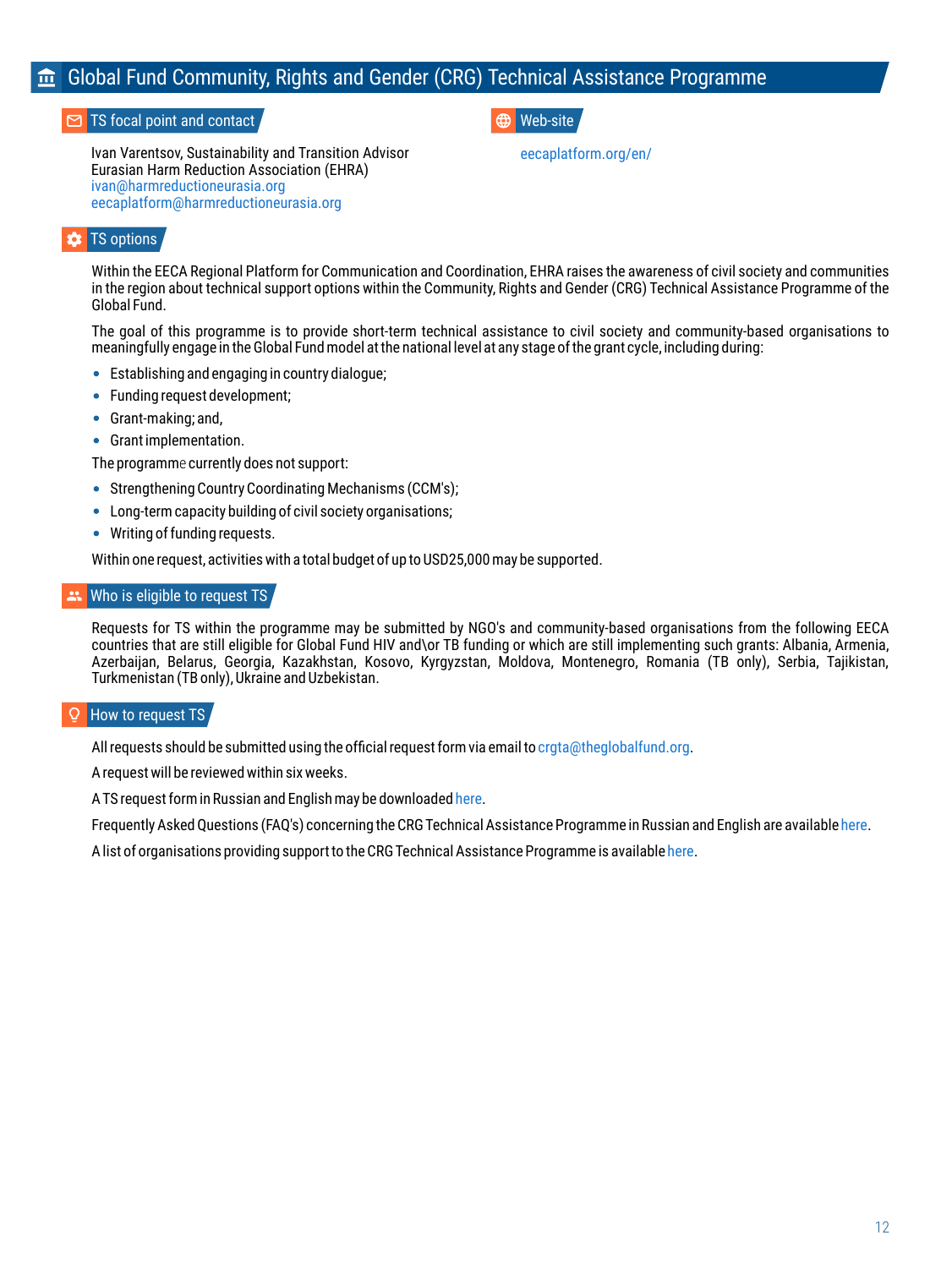## Global Fund Community, Rights and Gender (CRG) Technical Assistance Programme

### TS focal point and contact

Ivan Varentsov, Sustainability and Transition Advisor
Eurasian Harm Reduction Association (EHRA)
ivan@harmreductioneurasia.org
eecaplatform@harmreductioneurasia.org

### Web-site

eecaplatform.org/en/

### TS options

Within the EECA Regional Platform for Communication and Coordination, EHRA raises the awareness of civil society and communities in the region about technical support options within the Community, Rights and Gender (CRG) Technical Assistance Programme of the Global Fund.

The goal of this programme is to provide short-term technical assistance to civil society and community-based organisations to meaningfully engage in the Global Fund model at the national level at any stage of the grant cycle, including during:

- Establishing and engaging in country dialogue;
- Funding request development;
- Grant-making; and,
- Grant implementation.

The programme currently does not support:

- Strengthening Country Coordinating Mechanisms (CCM's);
- Long-term capacity building of civil society organisations;
- Writing of funding requests.

Within one request, activities with a total budget of up to USD25,000 may be supported.

### Who is eligible to request TS

Requests for TS within the programme may be submitted by NGO's and community-based organisations from the following EECA countries that are still eligible for Global Fund HIV and\or TB funding or which are still implementing such grants: Albania, Armenia, Azerbaijan, Belarus, Georgia, Kazakhstan, Kosovo, Kyrgyzstan, Moldova, Montenegro, Romania (TB only), Serbia, Tajikistan, Turkmenistan (TB only), Ukraine and Uzbekistan.

### How to request TS

All requests should be submitted using the official request form via email to crgta@theglobalfund.org.

A request will be reviewed within six weeks.

A TS request form in Russian and English may be downloaded here.

Frequently Asked Questions (FAQ's) concerning the CRG Technical Assistance Programme in Russian and English are available here.

A list of organisations providing support to the CRG Technical Assistance Programme is available here.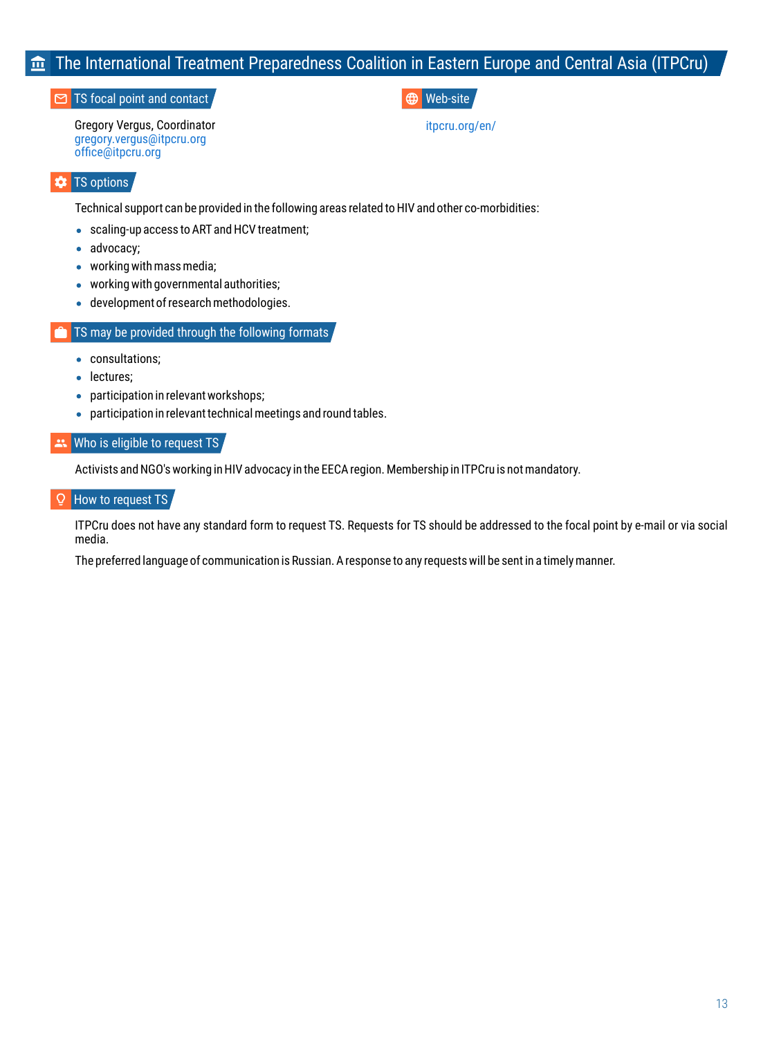# The International Treatment Preparedness Coalition in Eastern Europe and Central Asia (ITPCru)

## TS focal point and contact

Gregory Vergus, Coordinator
gregory.vergus@itpcru.org
office@itpcru.org

## Web-site

itpcru.org/en/

## TS options

Technical support can be provided in the following areas related to HIV and other co-morbidities:

- scaling-up access to ART and HCV treatment;
- advocacy;
- working with mass media;
- working with governmental authorities;
- development of research methodologies.

## TS may be provided through the following formats

- consultations;
- lectures;
- participation in relevant workshops;
- participation in relevant technical meetings and round tables.

## Who is eligible to request TS

Activists and NGO's working in HIV advocacy in the EECA region. Membership in ITPCru is not mandatory.

## How to request TS

ITPCru does not have any standard form to request TS. Requests for TS should be addressed to the focal point by e-mail or via social media.

The preferred language of communication is Russian. A response to any requests will be sent in a timely manner.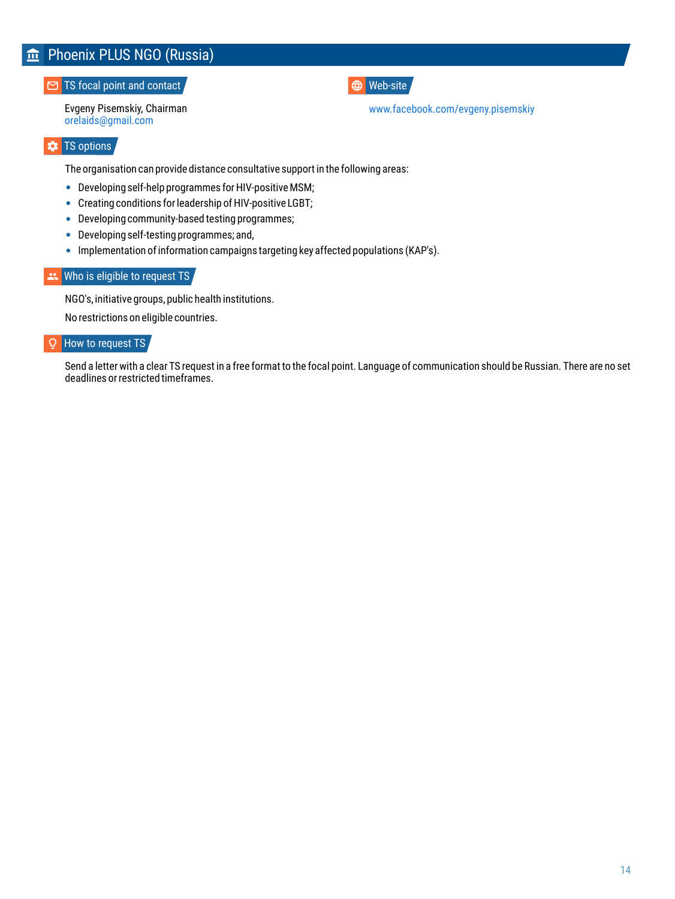# Phoenix PLUS NGO (Russia)

## TS focal point and contact

Evgeny Pisemskiy, Chairman
orelaids@gmail.com

## Web-site

www.facebook.com/evgeny.pisemskiy

## TS options

The organisation can provide distance consultative support in the following areas:

- Developing self-help programmes for HIV-positive MSM;
- Creating conditions for leadership of HIV-positive LGBT;
- Developing community-based testing programmes;
- Developing self-testing programmes; and,
- Implementation of information campaigns targeting key affected populations (KAP's).

## Who is eligible to request TS

NGO's, initiative groups, public health institutions.

No restrictions on eligible countries.

## How to request TS

Send a letter with a clear TS request in a free format to the focal point. Language of communication should be Russian. There are no set deadlines or restricted timeframes.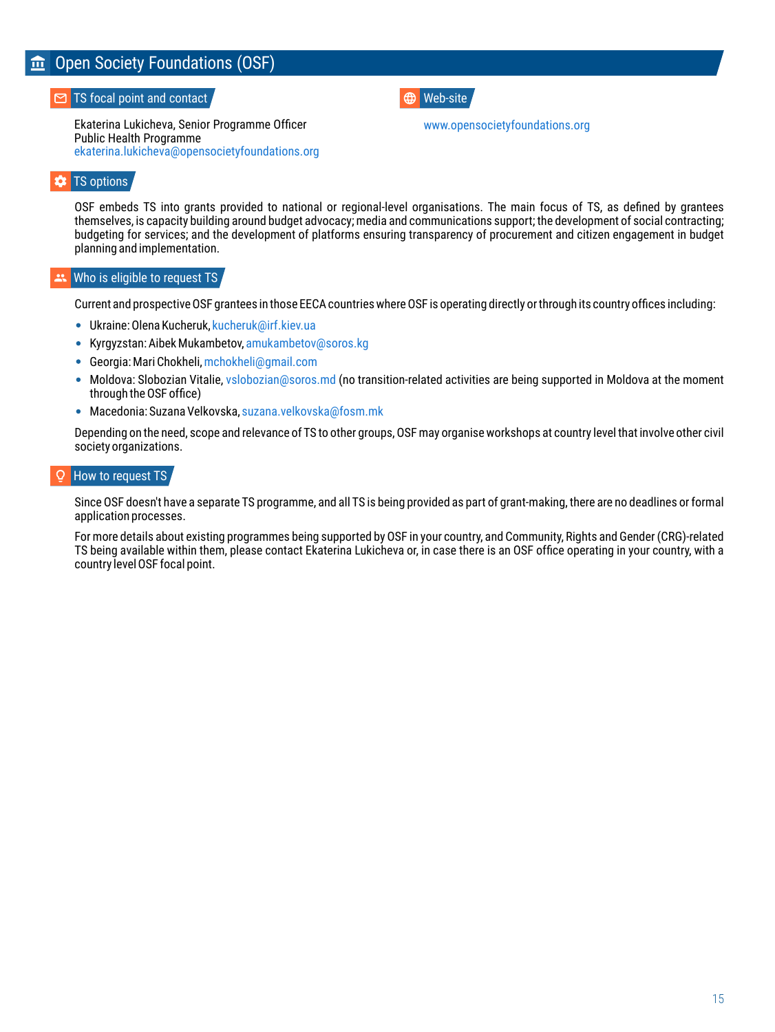# Open Society Foundations (OSF)

## TS focal point and contact

Ekaterina Lukicheva, Senior Programme Officer
Public Health Programme
ekaterina.lukicheva@opensocietyfoundations.org

## Web-site

www.opensocietyfoundations.org

## TS options

OSF embeds TS into grants provided to national or regional-level organisations. The main focus of TS, as defined by grantees themselves, is capacity building around budget advocacy; media and communications support; the development of social contracting; budgeting for services; and the development of platforms ensuring transparency of procurement and citizen engagement in budget planning and implementation.

## Who is eligible to request TS

Current and prospective OSF grantees in those EECA countries where OSF is operating directly or through its country offices including:

- Ukraine: Olena Kucheruk, kucheruk@irf.kiev.ua
- Kyrgyzstan: Aibek Mukambetov, amukambetov@soros.kg
- Georgia: Mari Chokheli, mchokheli@gmail.com
- Moldova: Slobozian Vitalie, vslobozian@soros.md (no transition-related activities are being supported in Moldova at the moment through the OSF office)
- Macedonia: Suzana Velkovska, suzana.velkovska@fosm.mk

Depending on the need, scope and relevance of TS to other groups, OSF may organise workshops at country level that involve other civil society organizations.

## How to request TS

Since OSF doesn't have a separate TS programme, and all TS is being provided as part of grant-making, there are no deadlines or formal application processes.

For more details about existing programmes being supported by OSF in your country, and Community, Rights and Gender (CRG)-related TS being available within them, please contact Ekaterina Lukicheva or, in case there is an OSF office operating in your country, with a country level OSF focal point.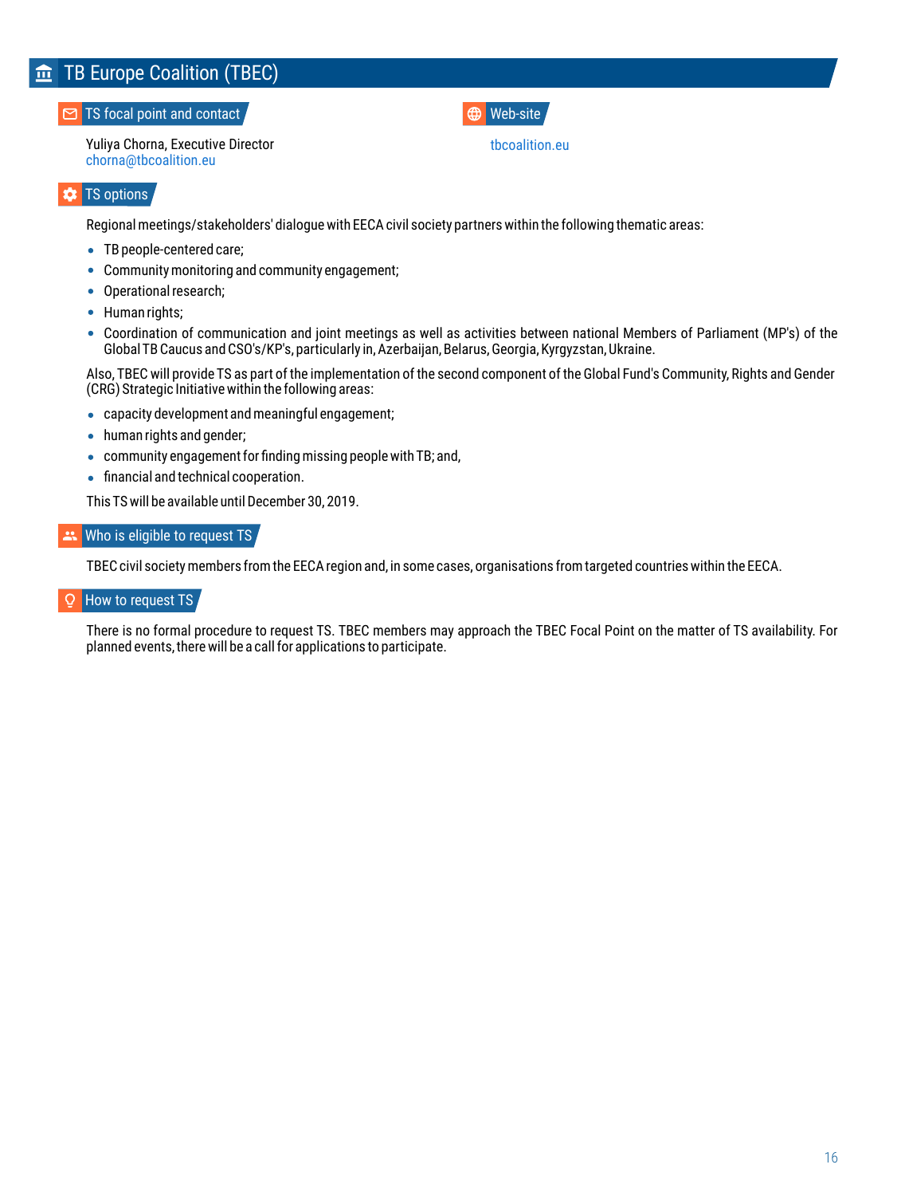# TB Europe Coalition (TBEC)

## TS focal point and contact

Yuliya Chorna, Executive Director
chorna@tbcoalition.eu

## Web-site

tbcoalition.eu

## TS options

Regional meetings/stakeholders' dialogue with EECA civil society partners within the following thematic areas:

- TB people-centered care;
- Community monitoring and community engagement;
- Operational research;
- Human rights;
- Coordination of communication and joint meetings as well as activities between national Members of Parliament (MP's) of the Global TB Caucus and CSO's/KP's, particularly in, Azerbaijan, Belarus, Georgia, Kyrgyzstan, Ukraine.

Also, TBEC will provide TS as part of the implementation of the second component of the Global Fund's Community, Rights and Gender (CRG) Strategic Initiative within the following areas:

- capacity development and meaningful engagement;
- human rights and gender;
- community engagement for finding missing people with TB; and,
- financial and technical cooperation.

This TS will be available until December 30, 2019.

## Who is eligible to request TS

TBEC civil society members from the EECA region and, in some cases, organisations from targeted countries within the EECA.

## How to request TS

There is no formal procedure to request TS. TBEC members may approach the TBEC Focal Point on the matter of TS availability. For planned events, there will be a call for applications to participate.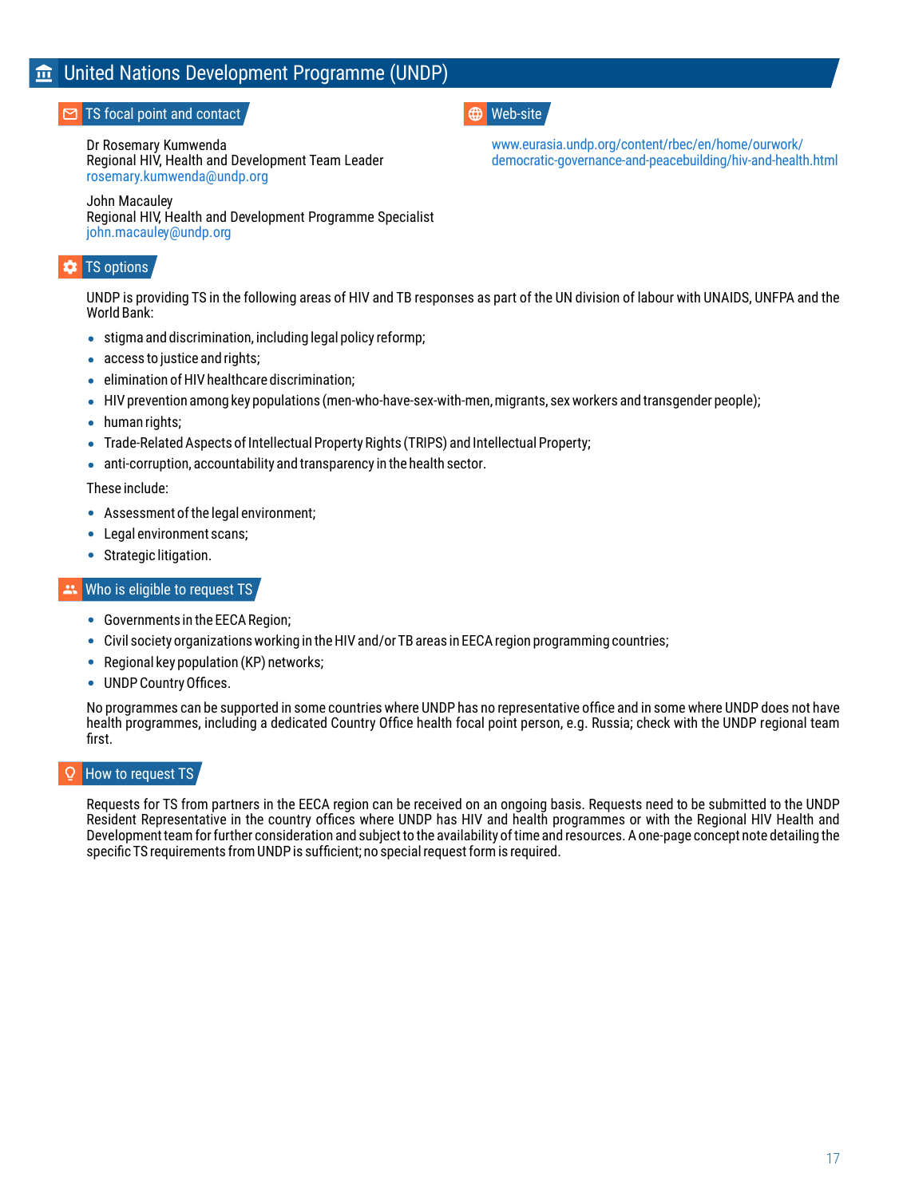# United Nations Development Programme (UNDP)

## TS focal point and contact

Dr Rosemary Kumwenda
Regional HIV, Health and Development Team Leader
rosemary.kumwenda@undp.org

John Macauley
Regional HIV, Health and Development Programme Specialist
john.macauley@undp.org

## Web-site

www.eurasia.undp.org/content/rbec/en/home/ourwork/democratic-governance-and-peacebuilding/hiv-and-health.html

## TS options

UNDP is providing TS in the following areas of HIV and TB responses as part of the UN division of labour with UNAIDS, UNFPA and the World Bank:

- stigma and discrimination, including legal policy reformp;
- access to justice and rights;
- elimination of HIV healthcare discrimination;
- HIV prevention among key populations (men-who-have-sex-with-men, migrants, sex workers and transgender people);
- human rights;
- Trade-Related Aspects of Intellectual Property Rights (TRIPS) and Intellectual Property;
- anti-corruption, accountability and transparency in the health sector.

These include:

- Assessment of the legal environment;
- Legal environment scans;
- Strategic litigation.

## Who is eligible to request TS

- Governments in the EECA Region;
- Civil society organizations working in the HIV and/or TB areas in EECA region programming countries;
- Regional key population (KP) networks;
- UNDP Country Offices.

No programmes can be supported in some countries where UNDP has no representative office and in some where UNDP does not have health programmes, including a dedicated Country Office health focal point person, e.g. Russia; check with the UNDP regional team first.

## How to request TS

Requests for TS from partners in the EECA region can be received on an ongoing basis. Requests need to be submitted to the UNDP Resident Representative in the country offices where UNDP has HIV and health programmes or with the Regional HIV Health and Development team for further consideration and subject to the availability of time and resources. A one-page concept note detailing the specific TS requirements from UNDP is sufficient; no special request form is required.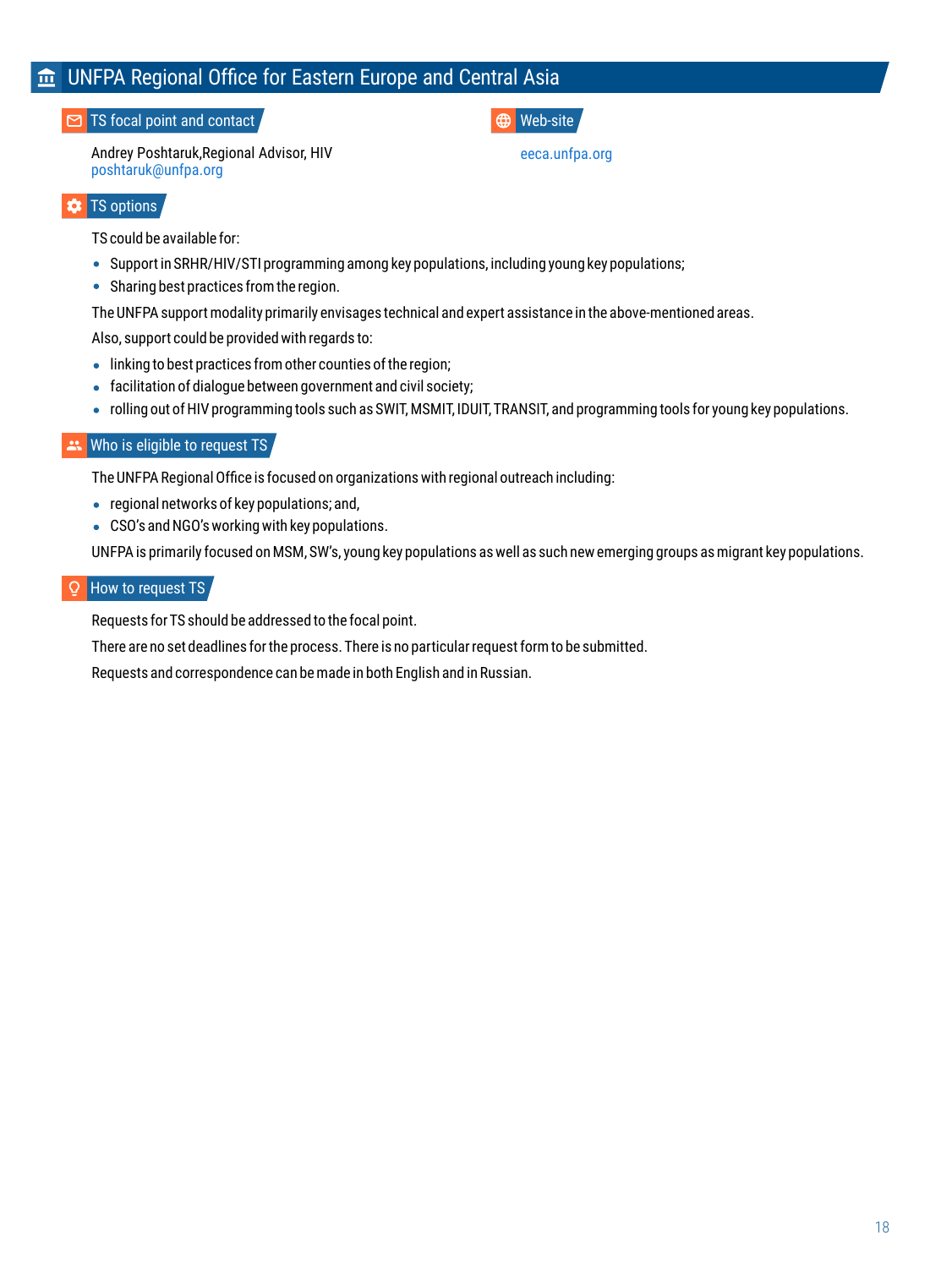## UNFPA Regional Office for Eastern Europe and Central Asia

### TS focal point and contact

Andrey Poshtaruk,Regional Advisor, HIV
poshtaruk@unfpa.org

### Web-site

eeca.unfpa.org

### TS options

TS could be available for:

- Support in SRHR/HIV/STI programming among key populations, including young key populations;
- Sharing best practices from the region.

The UNFPA support modality primarily envisages technical and expert assistance in the above-mentioned areas.

Also, support could be provided with regards to:

- linking to best practices from other counties of the region;
- facilitation of dialogue between government and civil society;
- rolling out of HIV programming tools such as SWIT, MSMIT, IDUIT, TRANSIT, and programming tools for young key populations.

### Who is eligible to request TS

The UNFPA Regional Office is focused on organizations with regional outreach including:

- regional networks of key populations; and,
- CSO's and NGO's working with key populations.

UNFPA is primarily focused on MSM, SW's, young key populations as well as such new emerging groups as migrant key populations.

### How to request TS

Requests for TS should be addressed to the focal point.

There are no set deadlines for the process. There is no particular request form to be submitted.

Requests and correspondence can be made in both English and in Russian.